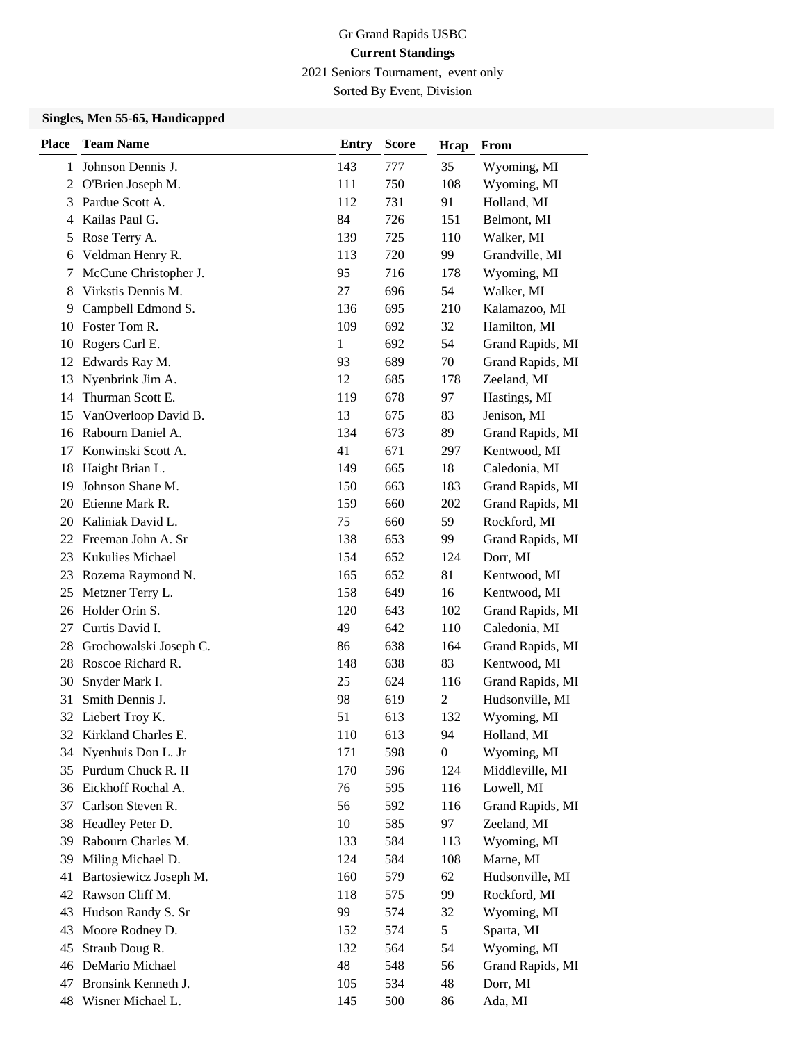Gr Grand Rapids USBC

**Current Standings**

2021 Seniors Tournament, event only

Sorted By Event, Division

### Singles, Men 55-65, Handicapped

| Place | Team Name | Entry | Score | Hcap | From |
|---|---|---|---|---|---|
| 1 | Johnson Dennis J. | 143 | 777 | 35 | Wyoming, MI |
| 2 | O'Brien Joseph M. | 111 | 750 | 108 | Wyoming, MI |
| 3 | Pardue Scott A. | 112 | 731 | 91 | Holland, MI |
| 4 | Kailas Paul G. | 84 | 726 | 151 | Belmont, MI |
| 5 | Rose Terry A. | 139 | 725 | 110 | Walker, MI |
| 6 | Veldman Henry R. | 113 | 720 | 99 | Grandville, MI |
| 7 | McCune Christopher J. | 95 | 716 | 178 | Wyoming, MI |
| 8 | Virkstis Dennis M. | 27 | 696 | 54 | Walker, MI |
| 9 | Campbell Edmond S. | 136 | 695 | 210 | Kalamazoo, MI |
| 10 | Foster Tom R. | 109 | 692 | 32 | Hamilton, MI |
| 10 | Rogers Carl E. | 1 | 692 | 54 | Grand Rapids, MI |
| 12 | Edwards Ray M. | 93 | 689 | 70 | Grand Rapids, MI |
| 13 | Nyenbrink Jim A. | 12 | 685 | 178 | Zeeland, MI |
| 14 | Thurman Scott E. | 119 | 678 | 97 | Hastings, MI |
| 15 | VanOverloop David B. | 13 | 675 | 83 | Jenison, MI |
| 16 | Rabourn Daniel A. | 134 | 673 | 89 | Grand Rapids, MI |
| 17 | Konwinski Scott A. | 41 | 671 | 297 | Kentwood, MI |
| 18 | Haight Brian L. | 149 | 665 | 18 | Caledonia, MI |
| 19 | Johnson Shane M. | 150 | 663 | 183 | Grand Rapids, MI |
| 20 | Etienne Mark R. | 159 | 660 | 202 | Grand Rapids, MI |
| 20 | Kaliniak David L. | 75 | 660 | 59 | Rockford, MI |
| 22 | Freeman John A. Sr | 138 | 653 | 99 | Grand Rapids, MI |
| 23 | Kukulies Michael | 154 | 652 | 124 | Dorr, MI |
| 23 | Rozema Raymond N. | 165 | 652 | 81 | Kentwood, MI |
| 25 | Metzner Terry L. | 158 | 649 | 16 | Kentwood, MI |
| 26 | Holder Orin S. | 120 | 643 | 102 | Grand Rapids, MI |
| 27 | Curtis David I. | 49 | 642 | 110 | Caledonia, MI |
| 28 | Grochowalski Joseph C. | 86 | 638 | 164 | Grand Rapids, MI |
| 28 | Roscoe Richard R. | 148 | 638 | 83 | Kentwood, MI |
| 30 | Snyder Mark I. | 25 | 624 | 116 | Grand Rapids, MI |
| 31 | Smith Dennis J. | 98 | 619 | 2 | Hudsonville, MI |
| 32 | Liebert Troy K. | 51 | 613 | 132 | Wyoming, MI |
| 32 | Kirkland Charles E. | 110 | 613 | 94 | Holland, MI |
| 34 | Nyenhuis Don L. Jr | 171 | 598 | 0 | Wyoming, MI |
| 35 | Purdum Chuck R. II | 170 | 596 | 124 | Middleville, MI |
| 36 | Eickhoff Rochal A. | 76 | 595 | 116 | Lowell, MI |
| 37 | Carlson Steven R. | 56 | 592 | 116 | Grand Rapids, MI |
| 38 | Headley Peter D. | 10 | 585 | 97 | Zeeland, MI |
| 39 | Rabourn Charles M. | 133 | 584 | 113 | Wyoming, MI |
| 39 | Miling Michael D. | 124 | 584 | 108 | Marne, MI |
| 41 | Bartosiewicz Joseph M. | 160 | 579 | 62 | Hudsonville, MI |
| 42 | Rawson Cliff M. | 118 | 575 | 99 | Rockford, MI |
| 43 | Hudson Randy S. Sr | 99 | 574 | 32 | Wyoming, MI |
| 43 | Moore Rodney D. | 152 | 574 | 5 | Sparta, MI |
| 45 | Straub Doug R. | 132 | 564 | 54 | Wyoming, MI |
| 46 | DeMario Michael | 48 | 548 | 56 | Grand Rapids, MI |
| 47 | Bronsink Kenneth J. | 105 | 534 | 48 | Dorr, MI |
| 48 | Wisner Michael L. | 145 | 500 | 86 | Ada, MI |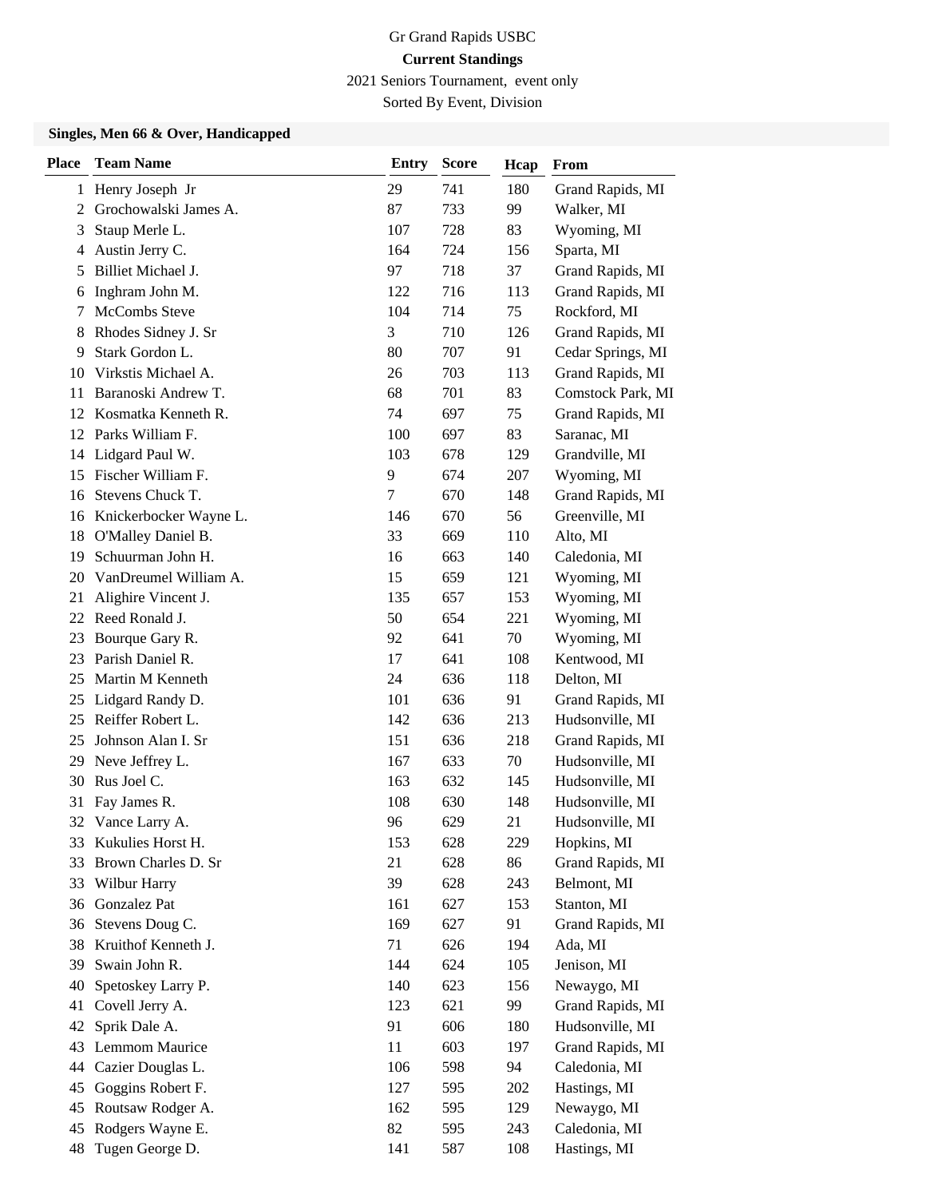Gr Grand Rapids USBC

**Current Standings**

2021 Seniors Tournament, event only

Sorted By Event, Division

### Singles, Men 66 & Over, Handicapped

| Place | Team Name | Entry | Score | Hcap | From |
|---|---|---|---|---|---|
| 1 | Henry Joseph Jr | 29 | 741 | 180 | Grand Rapids, MI |
| 2 | Grochowalski James A. | 87 | 733 | 99 | Walker, MI |
| 3 | Staup Merle L. | 107 | 728 | 83 | Wyoming, MI |
| 4 | Austin Jerry C. | 164 | 724 | 156 | Sparta, MI |
| 5 | Billiet Michael J. | 97 | 718 | 37 | Grand Rapids, MI |
| 6 | Inghram John M. | 122 | 716 | 113 | Grand Rapids, MI |
| 7 | McCombs Steve | 104 | 714 | 75 | Rockford, MI |
| 8 | Rhodes Sidney J. Sr | 3 | 710 | 126 | Grand Rapids, MI |
| 9 | Stark Gordon L. | 80 | 707 | 91 | Cedar Springs, MI |
| 10 | Virkstis Michael A. | 26 | 703 | 113 | Grand Rapids, MI |
| 11 | Baranoski Andrew T. | 68 | 701 | 83 | Comstock Park, MI |
| 12 | Kosmatka Kenneth R. | 74 | 697 | 75 | Grand Rapids, MI |
| 12 | Parks William F. | 100 | 697 | 83 | Saranac, MI |
| 14 | Lidgard Paul W. | 103 | 678 | 129 | Grandville, MI |
| 15 | Fischer William F. | 9 | 674 | 207 | Wyoming, MI |
| 16 | Stevens Chuck T. | 7 | 670 | 148 | Grand Rapids, MI |
| 16 | Knickerbocker Wayne L. | 146 | 670 | 56 | Greenville, MI |
| 18 | O'Malley Daniel B. | 33 | 669 | 110 | Alto, MI |
| 19 | Schuurman John H. | 16 | 663 | 140 | Caledonia, MI |
| 20 | VanDreumel William A. | 15 | 659 | 121 | Wyoming, MI |
| 21 | Alighire Vincent J. | 135 | 657 | 153 | Wyoming, MI |
| 22 | Reed Ronald J. | 50 | 654 | 221 | Wyoming, MI |
| 23 | Bourque Gary R. | 92 | 641 | 70 | Wyoming, MI |
| 23 | Parish Daniel R. | 17 | 641 | 108 | Kentwood, MI |
| 25 | Martin M Kenneth | 24 | 636 | 118 | Delton, MI |
| 25 | Lidgard Randy D. | 101 | 636 | 91 | Grand Rapids, MI |
| 25 | Reiffer Robert L. | 142 | 636 | 213 | Hudsonville, MI |
| 25 | Johnson Alan I. Sr | 151 | 636 | 218 | Grand Rapids, MI |
| 29 | Neve Jeffrey L. | 167 | 633 | 70 | Hudsonville, MI |
| 30 | Rus Joel C. | 163 | 632 | 145 | Hudsonville, MI |
| 31 | Fay James R. | 108 | 630 | 148 | Hudsonville, MI |
| 32 | Vance Larry A. | 96 | 629 | 21 | Hudsonville, MI |
| 33 | Kukulies Horst H. | 153 | 628 | 229 | Hopkins, MI |
| 33 | Brown Charles D. Sr | 21 | 628 | 86 | Grand Rapids, MI |
| 33 | Wilbur Harry | 39 | 628 | 243 | Belmont, MI |
| 36 | Gonzalez Pat | 161 | 627 | 153 | Stanton, MI |
| 36 | Stevens Doug C. | 169 | 627 | 91 | Grand Rapids, MI |
| 38 | Kruithof Kenneth J. | 71 | 626 | 194 | Ada, MI |
| 39 | Swain John R. | 144 | 624 | 105 | Jenison, MI |
| 40 | Spetoskey Larry P. | 140 | 623 | 156 | Newaygo, MI |
| 41 | Covell Jerry A. | 123 | 621 | 99 | Grand Rapids, MI |
| 42 | Sprik Dale A. | 91 | 606 | 180 | Hudsonville, MI |
| 43 | Lemmom Maurice | 11 | 603 | 197 | Grand Rapids, MI |
| 44 | Cazier Douglas L. | 106 | 598 | 94 | Caledonia, MI |
| 45 | Goggins Robert F. | 127 | 595 | 202 | Hastings, MI |
| 45 | Routsaw Rodger A. | 162 | 595 | 129 | Newaygo, MI |
| 45 | Rodgers Wayne E. | 82 | 595 | 243 | Caledonia, MI |
| 48 | Tugen George D. | 141 | 587 | 108 | Hastings, MI |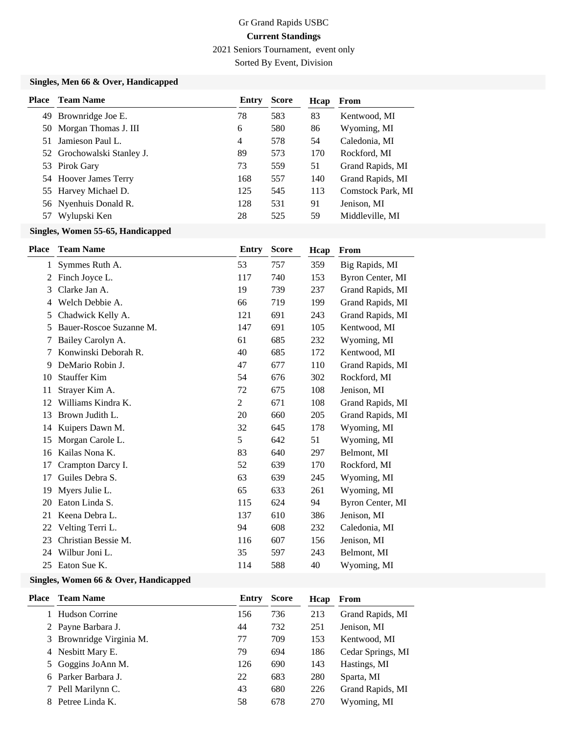Gr Grand Rapids USBC

**Current Standings**

2021 Seniors Tournament, event only

Sorted By Event, Division

### Singles, Men 66 & Over, Handicapped

| Place | Team Name | Entry | Score | Hcap | From |
|---|---|---|---|---|---|
| 49 | Brownridge Joe E. | 78 | 583 | 83 | Kentwood, MI |
| 50 | Morgan Thomas J. III | 6 | 580 | 86 | Wyoming, MI |
| 51 | Jamieson Paul L. | 4 | 578 | 54 | Caledonia, MI |
| 52 | Grochowalski Stanley J. | 89 | 573 | 170 | Rockford, MI |
| 53 | Pirok Gary | 73 | 559 | 51 | Grand Rapids, MI |
| 54 | Hoover James Terry | 168 | 557 | 140 | Grand Rapids, MI |
| 55 | Harvey Michael D. | 125 | 545 | 113 | Comstock Park, MI |
| 56 | Nyenhuis Donald R. | 128 | 531 | 91 | Jenison, MI |
| 57 | Wylupski Ken | 28 | 525 | 59 | Middleville, MI |

### Singles, Women 55-65, Handicapped

| Place | Team Name | Entry | Score | Hcap | From |
|---|---|---|---|---|---|
| 1 | Symmes Ruth A. | 53 | 757 | 359 | Big Rapids, MI |
| 2 | Finch Joyce L. | 117 | 740 | 153 | Byron Center, MI |
| 3 | Clarke Jan A. | 19 | 739 | 237 | Grand Rapids, MI |
| 4 | Welch Debbie A. | 66 | 719 | 199 | Grand Rapids, MI |
| 5 | Chadwick Kelly A. | 121 | 691 | 243 | Grand Rapids, MI |
| 5 | Bauer-Roscoe Suzanne M. | 147 | 691 | 105 | Kentwood, MI |
| 7 | Bailey Carolyn A. | 61 | 685 | 232 | Wyoming, MI |
| 7 | Konwinski Deborah R. | 40 | 685 | 172 | Kentwood, MI |
| 9 | DeMario Robin J. | 47 | 677 | 110 | Grand Rapids, MI |
| 10 | Stauffer Kim | 54 | 676 | 302 | Rockford, MI |
| 11 | Strayer Kim A. | 72 | 675 | 108 | Jenison, MI |
| 12 | Williams Kindra K. | 2 | 671 | 108 | Grand Rapids, MI |
| 13 | Brown Judith L. | 20 | 660 | 205 | Grand Rapids, MI |
| 14 | Kuipers Dawn M. | 32 | 645 | 178 | Wyoming, MI |
| 15 | Morgan Carole L. | 5 | 642 | 51 | Wyoming, MI |
| 16 | Kailas Nona K. | 83 | 640 | 297 | Belmont, MI |
| 17 | Crampton Darcy I. | 52 | 639 | 170 | Rockford, MI |
| 17 | Guiles Debra S. | 63 | 639 | 245 | Wyoming, MI |
| 19 | Myers Julie L. | 65 | 633 | 261 | Wyoming, MI |
| 20 | Eaton Linda S. | 115 | 624 | 94 | Byron Center, MI |
| 21 | Keena Debra L. | 137 | 610 | 386 | Jenison, MI |
| 22 | Velting Terri L. | 94 | 608 | 232 | Caledonia, MI |
| 23 | Christian Bessie M. | 116 | 607 | 156 | Jenison, MI |
| 24 | Wilbur Joni L. | 35 | 597 | 243 | Belmont, MI |
| 25 | Eaton Sue K. | 114 | 588 | 40 | Wyoming, MI |

### Singles, Women 66 & Over, Handicapped

| Place | Team Name | Entry | Score | Hcap | From |
|---|---|---|---|---|---|
| 1 | Hudson Corrine | 156 | 736 | 213 | Grand Rapids, MI |
| 2 | Payne Barbara J. | 44 | 732 | 251 | Jenison, MI |
| 3 | Brownridge Virginia M. | 77 | 709 | 153 | Kentwood, MI |
| 4 | Nesbitt Mary E. | 79 | 694 | 186 | Cedar Springs, MI |
| 5 | Goggins JoAnn M. | 126 | 690 | 143 | Hastings, MI |
| 6 | Parker Barbara J. | 22 | 683 | 280 | Sparta, MI |
| 7 | Pell Marilynn C. | 43 | 680 | 226 | Grand Rapids, MI |
| 8 | Petree Linda K. | 58 | 678 | 270 | Wyoming, MI |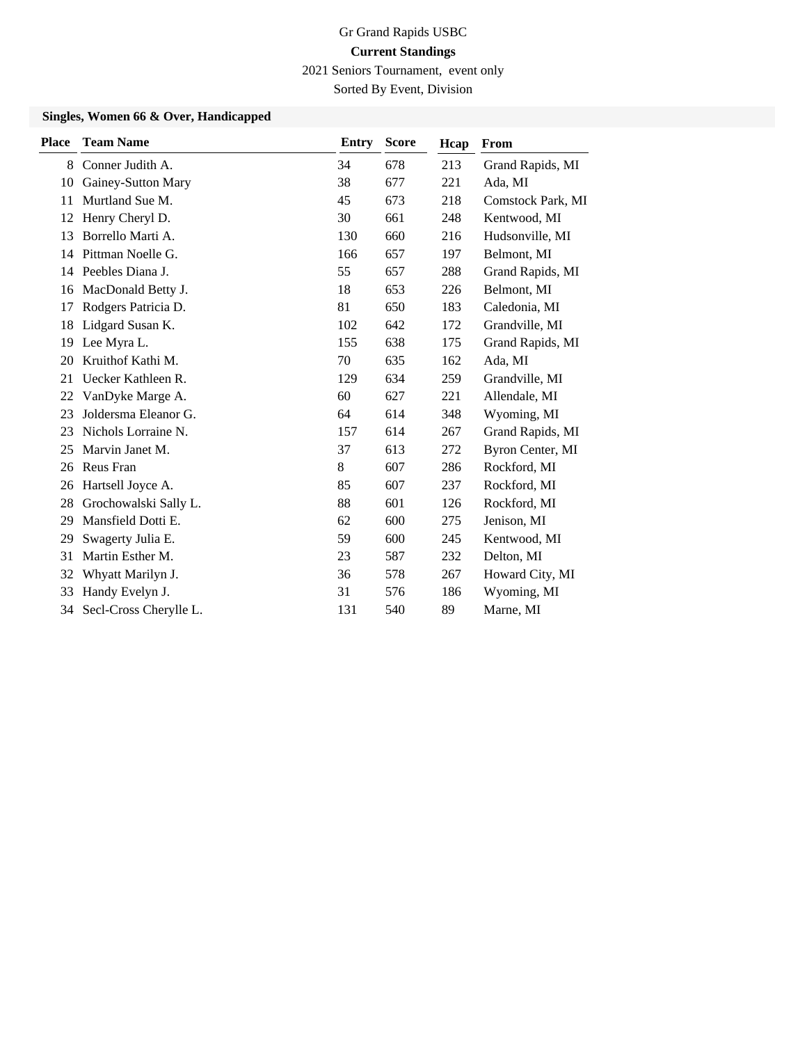Gr Grand Rapids USBC

**Current Standings**

2021 Seniors Tournament, event only

Sorted By Event, Division

### Singles, Women 66 & Over, Handicapped

| Place | Team Name | Entry | Score | Hcap | From |
|---|---|---|---|---|---|
| 8 | Conner Judith A. | 34 | 678 | 213 | Grand Rapids, MI |
| 10 | Gainey-Sutton Mary | 38 | 677 | 221 | Ada, MI |
| 11 | Murtland Sue M. | 45 | 673 | 218 | Comstock Park, MI |
| 12 | Henry Cheryl D. | 30 | 661 | 248 | Kentwood, MI |
| 13 | Borrello Marti A. | 130 | 660 | 216 | Hudsonville, MI |
| 14 | Pittman Noelle G. | 166 | 657 | 197 | Belmont, MI |
| 14 | Peebles Diana J. | 55 | 657 | 288 | Grand Rapids, MI |
| 16 | MacDonald Betty J. | 18 | 653 | 226 | Belmont, MI |
| 17 | Rodgers Patricia D. | 81 | 650 | 183 | Caledonia, MI |
| 18 | Lidgard Susan K. | 102 | 642 | 172 | Grandville, MI |
| 19 | Lee Myra L. | 155 | 638 | 175 | Grand Rapids, MI |
| 20 | Kruithof Kathi M. | 70 | 635 | 162 | Ada, MI |
| 21 | Uecker Kathleen R. | 129 | 634 | 259 | Grandville, MI |
| 22 | VanDyke Marge A. | 60 | 627 | 221 | Allendale, MI |
| 23 | Joldersma Eleanor G. | 64 | 614 | 348 | Wyoming, MI |
| 23 | Nichols Lorraine N. | 157 | 614 | 267 | Grand Rapids, MI |
| 25 | Marvin Janet M. | 37 | 613 | 272 | Byron Center, MI |
| 26 | Reus Fran | 8 | 607 | 286 | Rockford, MI |
| 26 | Hartsell Joyce A. | 85 | 607 | 237 | Rockford, MI |
| 28 | Grochowalski Sally L. | 88 | 601 | 126 | Rockford, MI |
| 29 | Mansfield Dotti E. | 62 | 600 | 275 | Jenison, MI |
| 29 | Swagerty Julia E. | 59 | 600 | 245 | Kentwood, MI |
| 31 | Martin Esther M. | 23 | 587 | 232 | Delton, MI |
| 32 | Whyatt Marilyn J. | 36 | 578 | 267 | Howard City, MI |
| 33 | Handy Evelyn J. | 31 | 576 | 186 | Wyoming, MI |
| 34 | Secl-Cross Cherylle L. | 131 | 540 | 89 | Marne, MI |